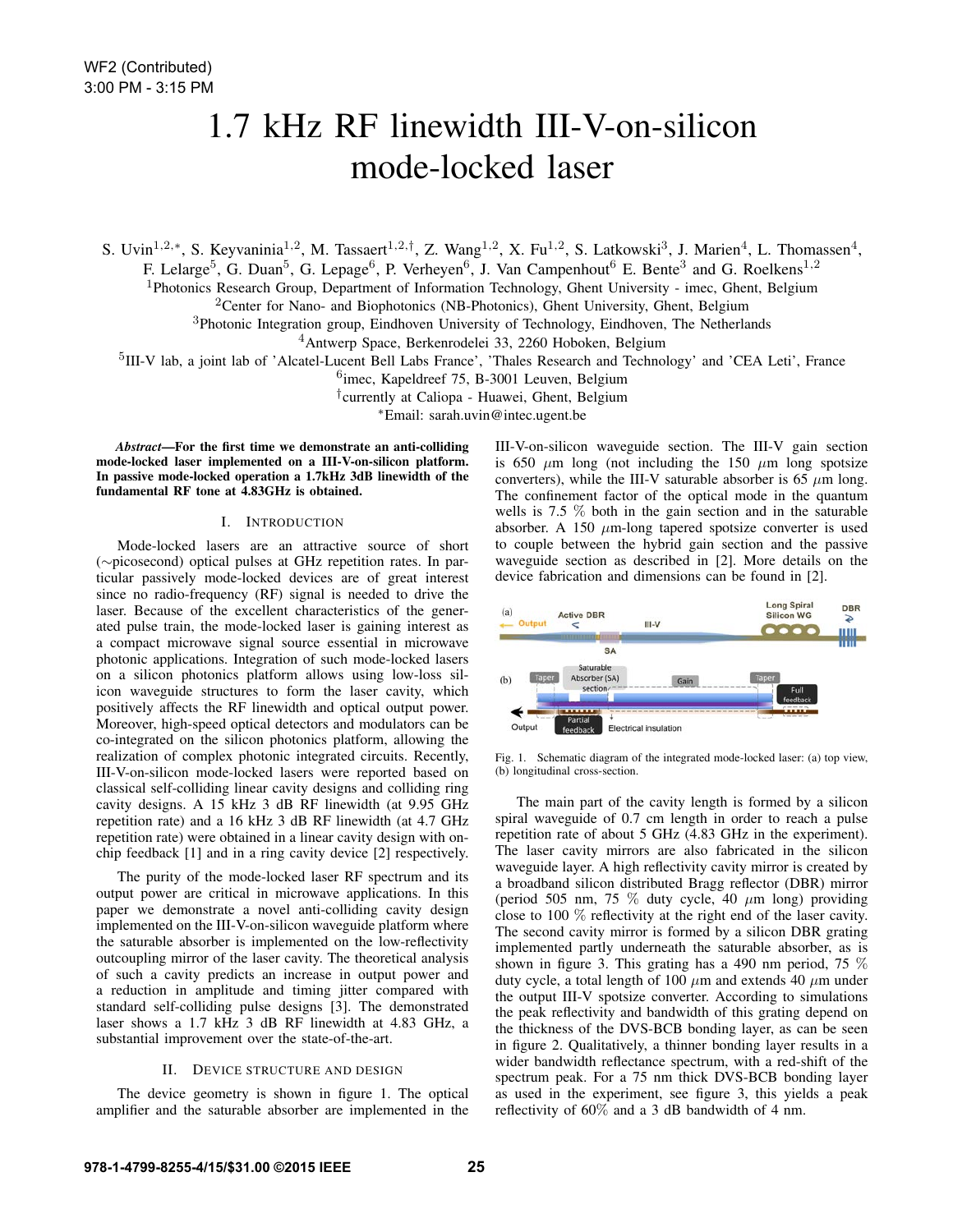WF2 (Contributed)
3:00 PM - 3:15 PM

# 1.7 kHz RF linewidth III-V-on-silicon mode-locked laser

S. Uvin[1,2,*], S. Keyvaninia[1,2], M. Tassaert[1,2,†], Z. Wang[1,2], X. Fu[1,2], S. Latkowski[3], J. Marien[4], L. Thomassen[4], F. Lelarge[5], G. Duan[5], G. Lepage[6], P. Verheyen[6], J. Van Campenhout[6] E. Bente[3] and G. Roelkens[1,2]

[1]Photonics Research Group, Department of Information Technology, Ghent University - imec, Ghent, Belgium
[2]Center for Nano- and Biophotonics (NB-Photonics), Ghent University, Ghent, Belgium
[3]Photonic Integration group, Eindhoven University of Technology, Eindhoven, The Netherlands
[4]Antwerp Space, Berkenrodelei 33, 2260 Hoboken, Belgium
[5]III-V lab, a joint lab of 'Alcatel-Lucent Bell Labs France', 'Thales Research and Technology' and 'CEA Leti', France
[6]imec, Kapeldreef 75, B-3001 Leuven, Belgium
[†]currently at Caliopa - Huawei, Ghent, Belgium
[*]Email: sarah.uvin@intec.ugent.be

***Abstract*—For the first time we demonstrate an anti-colliding mode-locked laser implemented on a III-V-on-silicon platform. In passive mode-locked operation a 1.7kHz 3dB linewidth of the fundamental RF tone at 4.83GHz is obtained.**

## I. Introduction

Mode-locked lasers are an attractive source of short (∼picosecond) optical pulses at GHz repetition rates. In particular passively mode-locked devices are of great interest since no radio-frequency (RF) signal is needed to drive the laser. Because of the excellent characteristics of the generated pulse train, the mode-locked laser is gaining interest as a compact microwave signal source essential in microwave photonic applications. Integration of such mode-locked lasers on a silicon photonics platform allows using low-loss silicon waveguide structures to form the laser cavity, which positively affects the RF linewidth and optical output power. Moreover, high-speed optical detectors and modulators can be co-integrated on the silicon photonics platform, allowing the realization of complex photonic integrated circuits. Recently, III-V-on-silicon mode-locked lasers were reported based on classical self-colliding linear cavity designs and colliding ring cavity designs. A 15 kHz 3 dB RF linewidth (at 9.95 GHz repetition rate) and a 16 kHz 3 dB RF linewidth (at 4.7 GHz repetition rate) were obtained in a linear cavity design with on-chip feedback [1] and in a ring cavity device [2] respectively.

The purity of the mode-locked laser RF spectrum and its output power are critical in microwave applications. In this paper we demonstrate a novel anti-colliding cavity design implemented on the III-V-on-silicon waveguide platform where the saturable absorber is implemented on the low-reflectivity outcoupling mirror of the laser cavity. The theoretical analysis of such a cavity predicts an increase in output power and a reduction in amplitude and timing jitter compared with standard self-colliding pulse designs [3]. The demonstrated laser shows a 1.7 kHz 3 dB RF linewidth at 4.83 GHz, a substantial improvement over the state-of-the-art.

## II. Device structure and design

The device geometry is shown in figure 1. The optical amplifier and the saturable absorber are implemented in the III-V-on-silicon waveguide section. The III-V gain section is 650 $\mu$m long (not including the 150 $\mu$m long spotsize converters), while the III-V saturable absorber is 65 $\mu$m long. The confinement factor of the optical mode in the quantum wells is 7.5 % both in the gain section and in the saturable absorber. A 150 $\mu$m-long tapered spotsize converter is used to couple between the hybrid gain section and the passive waveguide section as described in [2]. More details on the device fabrication and dimensions can be found in [2].

Fig. 1. Schematic diagram of the integrated mode-locked laser: (a) top view, (b) longitudinal cross-section.

The main part of the cavity length is formed by a silicon spiral waveguide of 0.7 cm length in order to reach a pulse repetition rate of about 5 GHz (4.83 GHz in the experiment). The laser cavity mirrors are also fabricated in the silicon waveguide layer. A high reflectivity cavity mirror is created by a broadband silicon distributed Bragg reflector (DBR) mirror (period 505 nm, 75 % duty cycle, 40 $\mu$m long) providing close to 100 % reflectivity at the right end of the laser cavity. The second cavity mirror is formed by a silicon DBR grating implemented partly underneath the saturable absorber, as is shown in figure 3. This grating has a 490 nm period, 75 % duty cycle, a total length of 100 $\mu$m and extends 40 $\mu$m under the output III-V spotsize converter. According to simulations the peak reflectivity and bandwidth of this grating depend on the thickness of the DVS-BCB bonding layer, as can be seen in figure 2. Qualitatively, a thinner bonding layer results in a wider bandwidth reflectance spectrum, with a red-shift of the spectrum peak. For a 75 nm thick DVS-BCB bonding layer as used in the experiment, see figure 3, this yields a peak reflectivity of 60% and a 3 dB bandwidth of 4 nm.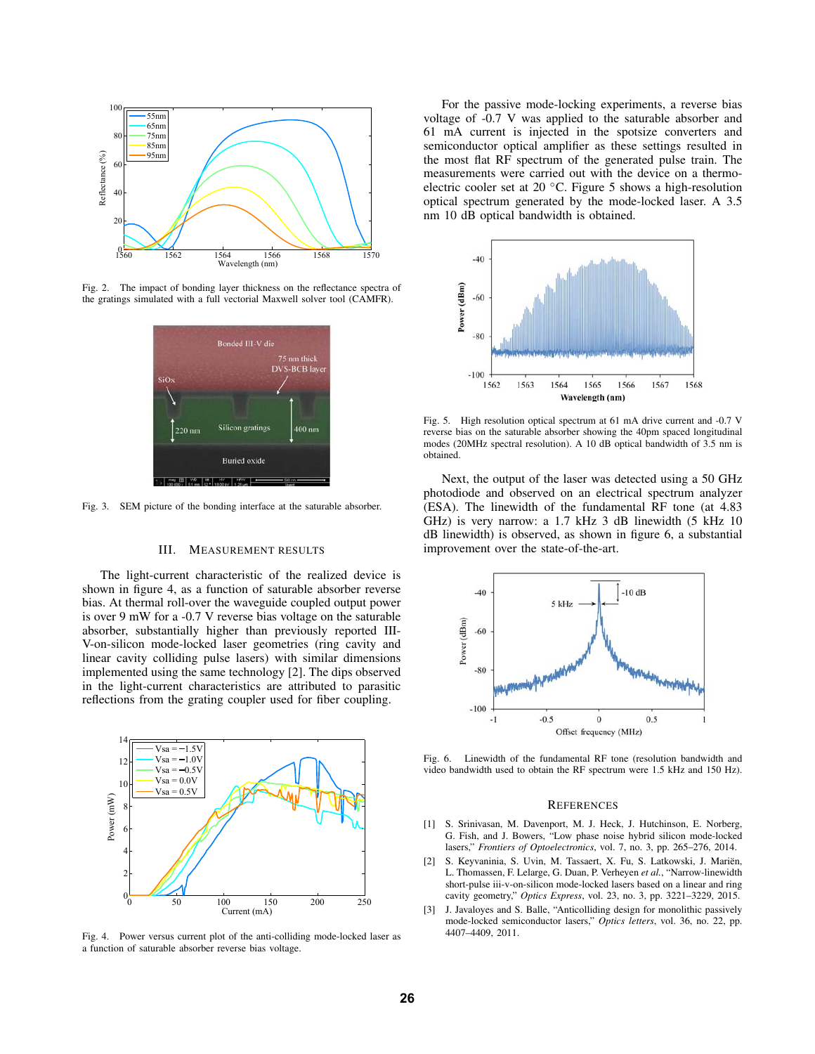100
80
60
40
20
0
1560 1562 1564 1566 1568 1570
Reflectance (%)
Wavelength (nm)
55nm
65nm
75nm
85nm
95nm

Fig. 2. The impact of bonding layer thickness on the reflectance spectra of the gratings simulated with a full vectorial Maxwell solver tool (CAMFR).

Bonded III-V die
75 nm thick DVS-BCB layer
SiOx
220 nm
Silicon gratings
400 nm
Buried oxide

Fig. 3. SEM picture of the bonding interface at the saturable absorber.

## III. Measurement Results

The light-current characteristic of the realized device is shown in figure 4, as a function of saturable absorber reverse bias. At thermal roll-over the waveguide coupled output power is over 9 mW for a -0.7 V reverse bias voltage on the saturable absorber, substantially higher than previously reported III-V-on-silicon mode-locked laser geometries (ring cavity and linear cavity colliding pulse lasers) with similar dimensions implemented using the same technology [2]. The dips observed in the light-current characteristics are attributed to parasitic reflections from the grating coupler used for fiber coupling.

14
12
10
8
6
4
2
0
0 50 100 150 200 250
Power (mW)
Current (mA)
Vsa = −1.5V
Vsa = −1.0V
Vsa = −0.5V
Vsa = 0.0V
Vsa = 0.5V

Fig. 4. Power versus current plot of the anti-colliding mode-locked laser as a function of saturable absorber reverse bias voltage.

For the passive mode-locking experiments, a reverse bias voltage of -0.7 V was applied to the saturable absorber and 61 mA current is injected in the spotsize converters and semiconductor optical amplifier as these settings resulted in the most flat RF spectrum of the generated pulse train. The measurements were carried out with the device on a thermo-electric cooler set at 20 °C. Figure 5 shows a high-resolution optical spectrum generated by the mode-locked laser. A 3.5 nm 10 dB optical bandwidth is obtained.

-40
-60
-80
-100
1562 1563 1564 1565 1566 1567 1568
Power (dBm)
Wavelength (nm)

Fig. 5. High resolution optical spectrum at 61 mA drive current and -0.7 V reverse bias on the saturable absorber showing the 40pm spaced longitudinal modes (20MHz spectral resolution). A 10 dB optical bandwidth of 3.5 nm is obtained.

Next, the output of the laser was detected using a 50 GHz photodiode and observed on an electrical spectrum analyzer (ESA). The linewidth of the fundamental RF tone (at 4.83 GHz) is very narrow: a 1.7 kHz 3 dB linewidth (5 kHz 10 dB linewidth) is observed, as shown in figure 6, a substantial improvement over the state-of-the-art.

-40
-60
-80
-100
-1 -0.5 0 0.5 1
Power (dBm)
Offset frequency (MHz)
5 kHz
-10 dB

Fig. 6. Linewidth of the fundamental RF tone (resolution bandwidth and video bandwidth used to obtain the RF spectrum were 1.5 kHz and 150 Hz).

## References

[1] S. Srinivasan, M. Davenport, M. J. Heck, J. Hutchinson, E. Norberg, G. Fish, and J. Bowers, "Low phase noise hybrid silicon mode-locked lasers," *Frontiers of Optoelectronics*, vol. 7, no. 3, pp. 265–276, 2014.

[2] S. Keyvaninia, S. Uvin, M. Tassaert, X. Fu, S. Latkowski, J. Mariën, L. Thomassen, F. Lelarge, G. Duan, P. Verheyen *et al.*, "Narrow-linewidth short-pulse iii-v-on-silicon mode-locked lasers based on a linear and ring cavity geometry," *Optics Express*, vol. 23, no. 3, pp. 3221–3229, 2015.

[3] J. Javaloyes and S. Balle, "Anticolliding design for monolithic passively mode-locked semiconductor lasers," *Optics letters*, vol. 36, no. 22, pp. 4407–4409, 2011.